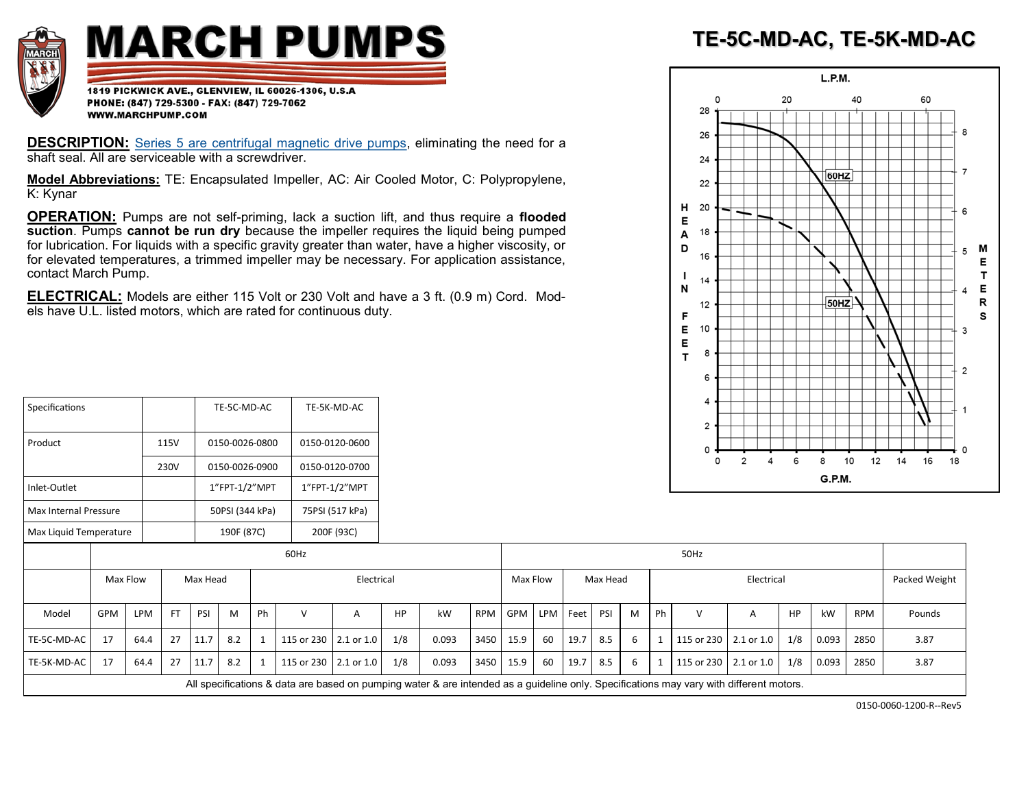# MARCH PUMPS

**1819 PICKWICK AVE., GLENVIEW, IL 60026-1306, U.S.A**
**PHONE: (847) 729-5300 - FAX: (847) 729-7062**
**WWW.MARCHPUMP.COM**

# TE-5C-MD-AC, TE-5K-MD-AC

**DESCRIPTION:** Series 5 are centrifugal magnetic drive pumps, eliminating the need for a shaft seal. All are serviceable with a screwdriver.

**Model Abbreviations:** TE: Encapsulated Impeller, AC: Air Cooled Motor, C: Polypropylene, K: Kynar

**OPERATION:** Pumps are not self-priming, lack a suction lift, and thus require a **flooded suction**. Pumps **cannot be run dry** because the impeller requires the liquid being pumped for lubrication. For liquids with a specific gravity greater than water, have a higher viscosity, or for elevated temperatures, a trimmed impeller may be necessary. For application assistance, contact March Pump.

**ELECTRICAL:** Models are either 115 Volt or 230 Volt and have a 3 ft. (0.9 m) Cord. Models have U.L. listed motors, which are rated for continuous duty.

L.P.M.: 0, 20, 40, 60
HEAD IN FEET: 0, 2, 4, 6, 8, 10, 12, 14, 16, 18, 20, 22, 24, 26, 28
METERS: 0, 1, 2, 3, 4, 5, 6, 7, 8
G.P.M.: 0, 2, 4, 6, 8, 10, 12, 14, 16, 18
60HZ
50HZ

| Specifications | | TE-5C-MD-AC | TE-5K-MD-AC |
|---|---|---|---|
| Product | 115V | 0150-0026-0800 | 0150-0120-0600 |
| | 230V | 0150-0026-0900 | 0150-0120-0700 |
| Inlet-Outlet | | 1"FPT-1/2"MPT | 1"FPT-1/2"MPT |
| Max Internal Pressure | | 50PSI (344 kPa) | 75PSI (517 kPa) |
| Max Liquid Temperature | | 190F (87C) | 200F (93C) |

| | 60Hz | | | | | | | | | | | | 50Hz | | | | | | | | | | | | |
|---|---|---|---|---|---|---|---|---|---|---|---|---|---|---|---|---|---|---|---|---|---|---|---|---|---|
| | Max Flow | | Max Head | | | Electrical | | | | | | | Max Flow | | Max Head | | | Electrical | | | | | | | Packed Weight |
| Model | GPM | LPM | FT | PSI | M | Ph | V | A | HP | kW | RPM | | GPM | LPM | Feet | PSI | M | Ph | V | A | HP | kW | RPM | | Pounds |
| TE-5C-MD-AC | 17 | 64.4 | 27 | 11.7 | 8.2 | 1 | 115 or 230 | 2.1 or 1.0 | 1/8 | 0.093 | 3450 | | 15.9 | 60 | 19.7 | 8.5 | 6 | 1 | 115 or 230 | 2.1 or 1.0 | 1/8 | 0.093 | 2850 | | 3.87 |
| TE-5K-MD-AC | 17 | 64.4 | 27 | 11.7 | 8.2 | 1 | 115 or 230 | 2.1 or 1.0 | 1/8 | 0.093 | 3450 | | 15.9 | 60 | 19.7 | 8.5 | 6 | 1 | 115 or 230 | 2.1 or 1.0 | 1/8 | 0.093 | 2850 | | 3.87 |

All specifications & data are based on pumping water & are intended as a guideline only. Specifications may vary with different motors.

0150-0060-1200-R--Rev5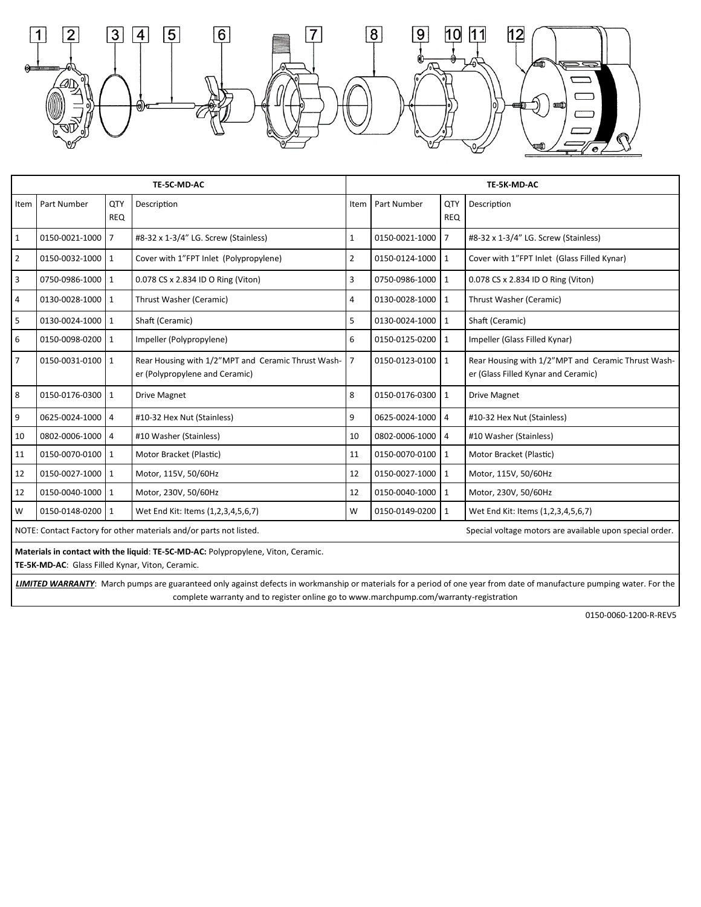1 2 3 4 5 6 7 8 9 10 11 12

| TE-5C-MD-AC | | | | TE-5K-MD-AC | | | |
|---|---|---|---|---|---|---|---|
| Item | Part Number | QTY REQ | Description | Item | Part Number | QTY REQ | Description |
| 1 | 0150-0021-1000 | 7 | #8-32 x 1-3/4" LG. Screw (Stainless) | 1 | 0150-0021-1000 | 7 | #8-32 x 1-3/4" LG. Screw (Stainless) |
| 2 | 0150-0032-1000 | 1 | Cover with 1"FPT Inlet (Polypropylene) | 2 | 0150-0124-1000 | 1 | Cover with 1"FPT Inlet (Glass Filled Kynar) |
| 3 | 0750-0986-1000 | 1 | 0.078 CS x 2.834 ID O Ring (Viton) | 3 | 0750-0986-1000 | 1 | 0.078 CS x 2.834 ID O Ring (Viton) |
| 4 | 0130-0028-1000 | 1 | Thrust Washer (Ceramic) | 4 | 0130-0028-1000 | 1 | Thrust Washer (Ceramic) |
| 5 | 0130-0024-1000 | 1 | Shaft (Ceramic) | 5 | 0130-0024-1000 | 1 | Shaft (Ceramic) |
| 6 | 0150-0098-0200 | 1 | Impeller (Polypropylene) | 6 | 0150-0125-0200 | 1 | Impeller (Glass Filled Kynar) |
| 7 | 0150-0031-0100 | 1 | Rear Housing with 1/2"MPT and Ceramic Thrust Washer (Polypropylene and Ceramic) | 7 | 0150-0123-0100 | 1 | Rear Housing with 1/2"MPT and Ceramic Thrust Washer (Glass Filled Kynar and Ceramic) |
| 8 | 0150-0176-0300 | 1 | Drive Magnet | 8 | 0150-0176-0300 | 1 | Drive Magnet |
| 9 | 0625-0024-1000 | 4 | #10-32 Hex Nut (Stainless) | 9 | 0625-0024-1000 | 4 | #10-32 Hex Nut (Stainless) |
| 10 | 0802-0006-1000 | 4 | #10 Washer (Stainless) | 10 | 0802-0006-1000 | 4 | #10 Washer (Stainless) |
| 11 | 0150-0070-0100 | 1 | Motor Bracket (Plastic) | 11 | 0150-0070-0100 | 1 | Motor Bracket (Plastic) |
| 12 | 0150-0027-1000 | 1 | Motor, 115V, 50/60Hz | 12 | 0150-0027-1000 | 1 | Motor, 115V, 50/60Hz |
| 12 | 0150-0040-1000 | 1 | Motor, 230V, 50/60Hz | 12 | 0150-0040-1000 | 1 | Motor, 230V, 50/60Hz |
| W | 0150-0148-0200 | 1 | Wet End Kit: Items (1,2,3,4,5,6,7) | W | 0150-0149-0200 | 1 | Wet End Kit: Items (1,2,3,4,5,6,7) |

NOTE: Contact Factory for other materials and/or parts not listed.

Special voltage motors are available upon special order.

**Materials in contact with the liquid**: **TE-5C-MD-AC:** Polypropylene, Viton, Ceramic.
**TE-5K-MD-AC**: Glass Filled Kynar, Viton, Ceramic.

***LIMITED WARRANTY***: March pumps are guaranteed only against defects in workmanship or materials for a period of one year from date of manufacture pumping water. For the complete warranty and to register online go to www.marchpump.com/warranty-registration

0150-0060-1200-R-REV5